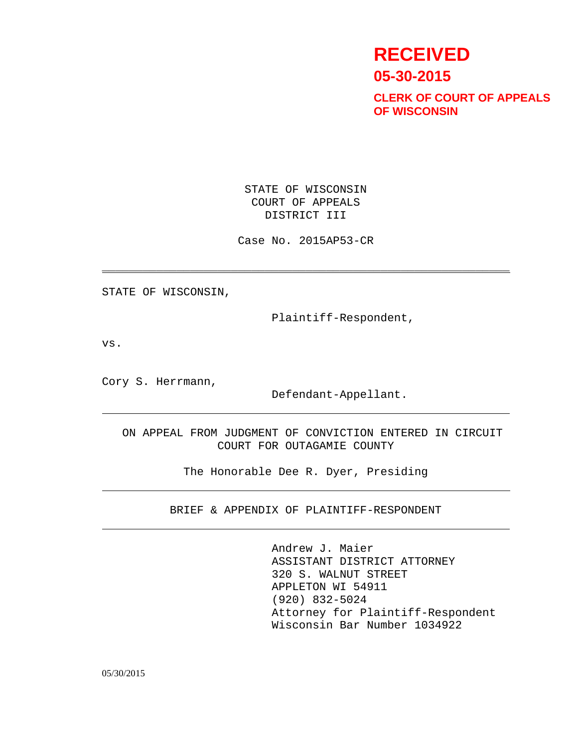**RECEIVED**

**05-30-2015**

**CLERK OF COURT OF APPEALS OF WISCONSIN**

STATE OF WISCONSIN
COURT OF APPEALS
DISTRICT III

Case No. 2015AP53-CR

---

STATE OF WISCONSIN,

Plaintiff-Respondent,

vs.

Cory S. Herrmann,

Defendant-Appellant.

---

ON APPEAL FROM JUDGMENT OF CONVICTION ENTERED IN CIRCUIT COURT FOR OUTAGAMIE COUNTY

The Honorable Dee R. Dyer, Presiding

---

BRIEF & APPENDIX OF PLAINTIFF-RESPONDENT

---

Andrew J. Maier
ASSISTANT DISTRICT ATTORNEY
320 S. WALNUT STREET
APPLETON WI 54911
(920) 832-5024
Attorney for Plaintiff-Respondent
Wisconsin Bar Number 1034922

05/30/2015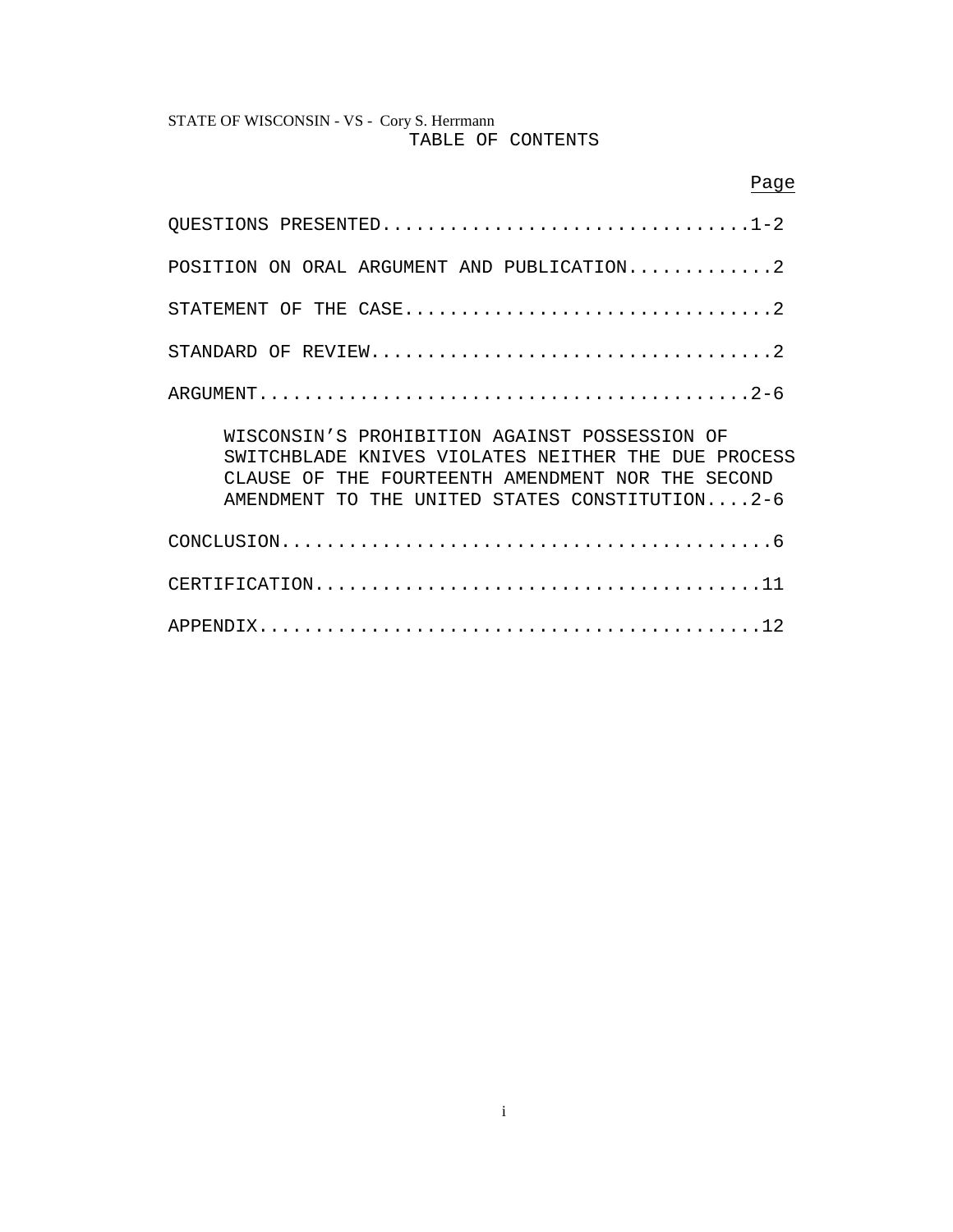STATE OF WISCONSIN - VS - Cory S. Herrmann

# TABLE OF CONTENTS

| | Page |
|---|---|
| QUESTIONS PRESENTED | 1-2 |
| POSITION ON ORAL ARGUMENT AND PUBLICATION | 2 |
| STATEMENT OF THE CASE | 2 |
| STANDARD OF REVIEW | 2 |
| ARGUMENT | 2-6 |
| WISCONSIN'S PROHIBITION AGAINST POSSESSION OF SWITCHBLADE KNIVES VIOLATES NEITHER THE DUE PROCESS CLAUSE OF THE FOURTEENTH AMENDMENT NOR THE SECOND AMENDMENT TO THE UNITED STATES CONSTITUTION | 2-6 |
| CONCLUSION | 6 |
| CERTIFICATION | 11 |
| APPENDIX | 12 |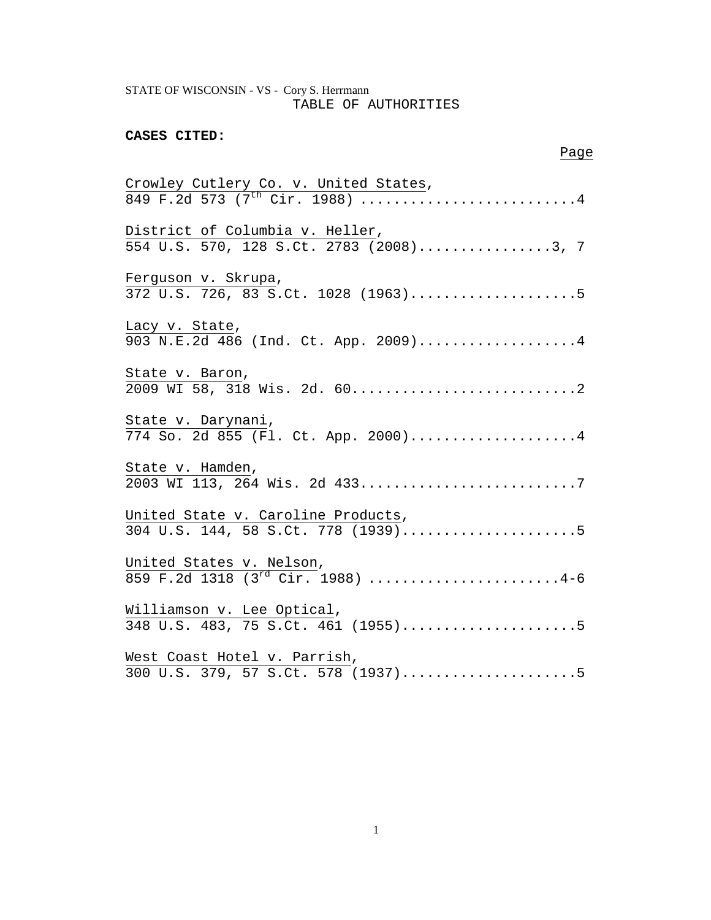STATE OF WISCONSIN - VS - Cory S. Herrmann

# TABLE OF AUTHORITIES

**CASES CITED:**

Page

Crowley Cutlery Co. v. United States,
849 F.2d 573 (7th Cir. 1988) ..........................4

District of Columbia v. Heller,
554 U.S. 570, 128 S.Ct. 2783 (2008)................3, 7

Ferguson v. Skrupa,
372 U.S. 726, 83 S.Ct. 1028 (1963)....................5

Lacy v. State,
903 N.E.2d 486 (Ind. Ct. App. 2009)...................4

State v. Baron,
2009 WI 58, 318 Wis. 2d. 60...........................2

State v. Darynani,
774 So. 2d 855 (Fl. Ct. App. 2000)....................4

State v. Hamden,
2003 WI 113, 264 Wis. 2d 433..........................7

United State v. Caroline Products,
304 U.S. 144, 58 S.Ct. 778 (1939).....................5

United States v. Nelson,
859 F.2d 1318 (3rd Cir. 1988) .......................4-6

Williamson v. Lee Optical,
348 U.S. 483, 75 S.Ct. 461 (1955).....................5

West Coast Hotel v. Parrish,
300 U.S. 379, 57 S.Ct. 578 (1937).....................5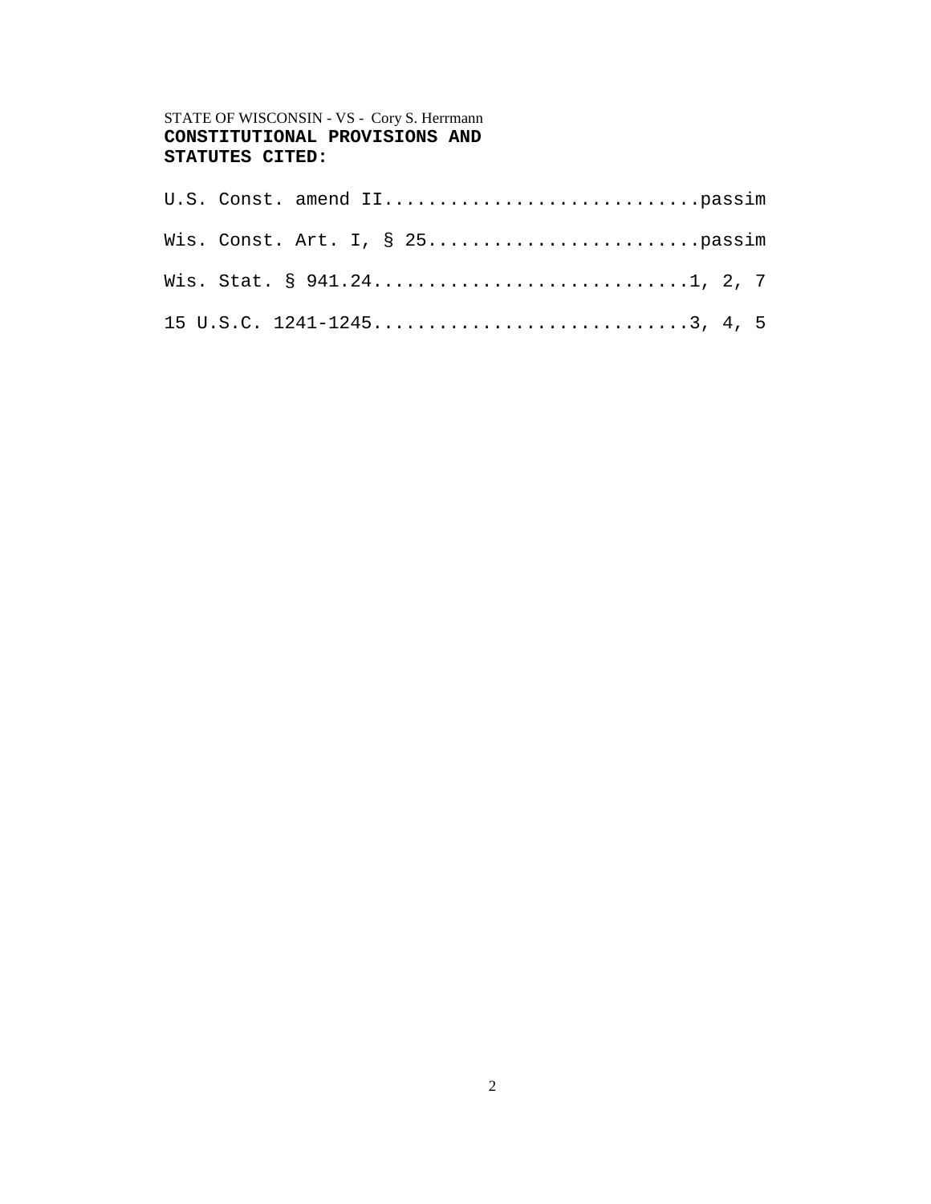STATE OF WISCONSIN - VS - Cory S. Herrmann

**CONSTITUTIONAL PROVISIONS AND STATUTES CITED:**

U.S. Const. amend II.............................passim

Wis. Const. Art. I, § 25.........................passim

Wis. Stat. § 941.24.............................1, 2, 7

15 U.S.C. 1241-1245.............................3, 4, 5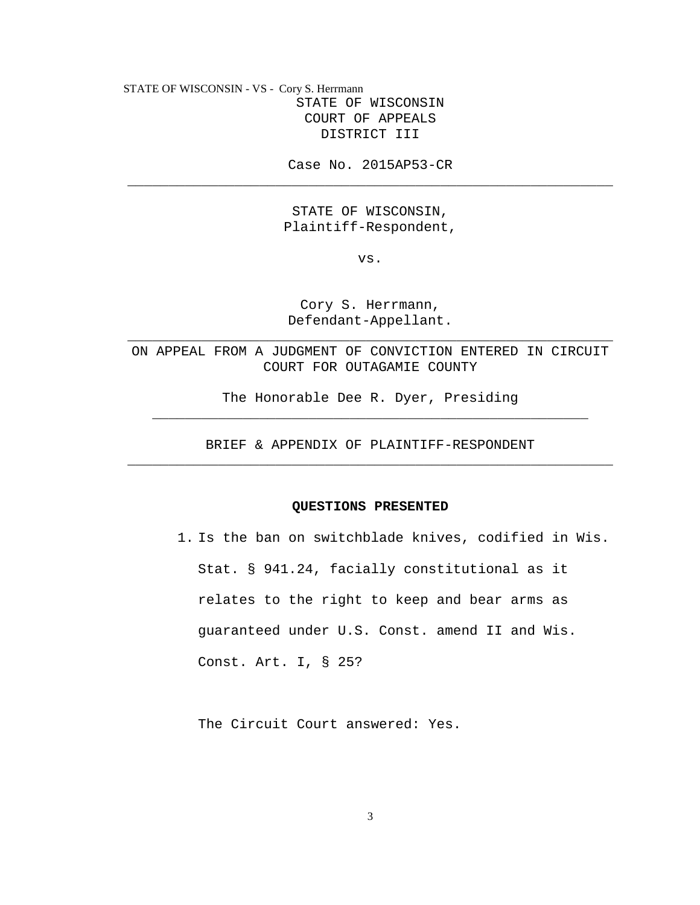STATE OF WISCONSIN
COURT OF APPEALS
DISTRICT III

Case No. 2015AP53-CR

---

STATE OF WISCONSIN,
Plaintiff-Respondent,

vs.

Cory S. Herrmann,
Defendant-Appellant.

---

ON APPEAL FROM A JUDGMENT OF CONVICTION ENTERED IN CIRCUIT COURT FOR OUTAGAMIE COUNTY

The Honorable Dee R. Dyer, Presiding

---

BRIEF & APPENDIX OF PLAINTIFF-RESPONDENT

---

## QUESTIONS PRESENTED

1. Is the ban on switchblade knives, codified in Wis. Stat. § 941.24, facially constitutional as it relates to the right to keep and bear arms as guaranteed under U.S. Const. amend II and Wis. Const. Art. I, § 25?

   The Circuit Court answered: Yes.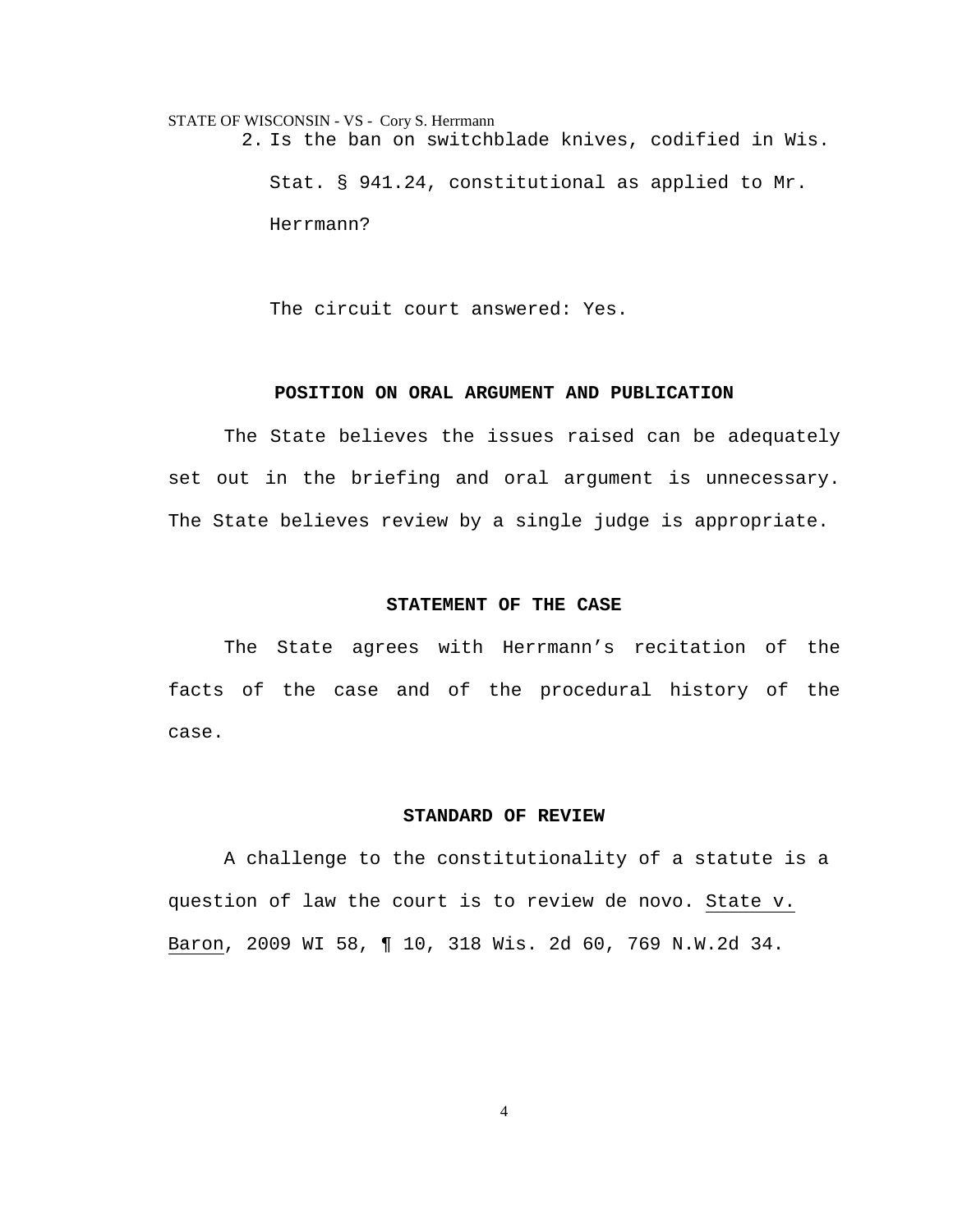2. Is the ban on switchblade knives, codified in Wis. Stat. § 941.24, constitutional as applied to Mr. Herrmann?

   The circuit court answered: Yes.

**POSITION ON ORAL ARGUMENT AND PUBLICATION**

The State believes the issues raised can be adequately set out in the briefing and oral argument is unnecessary. The State believes review by a single judge is appropriate.

**STATEMENT OF THE CASE**

The State agrees with Herrmann's recitation of the facts of the case and of the procedural history of the case.

**STANDARD OF REVIEW**

A challenge to the constitutionality of a statute is a question of law the court is to review de novo. State v. Baron, 2009 WI 58, ¶ 10, 318 Wis. 2d 60, 769 N.W.2d 34.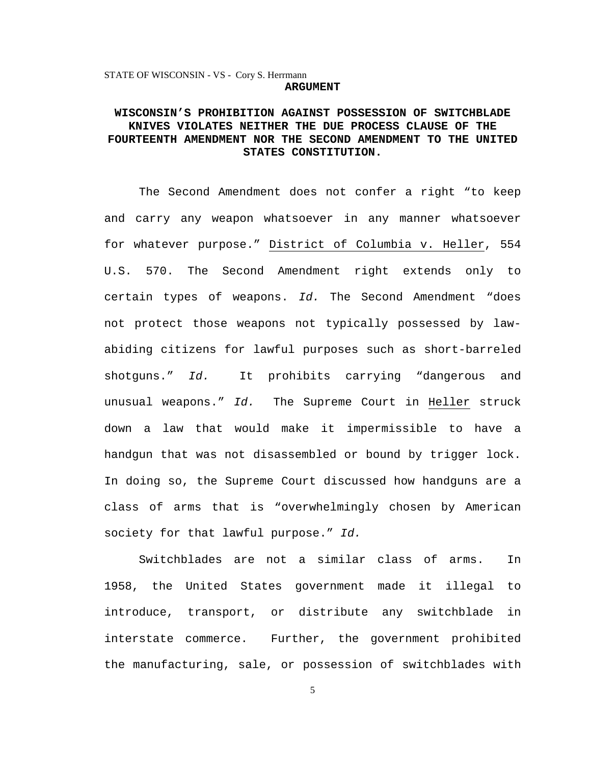## ARGUMENT

**WISCONSIN'S PROHIBITION AGAINST POSSESSION OF SWITCHBLADE KNIVES VIOLATES NEITHER THE DUE PROCESS CLAUSE OF THE FOURTEENTH AMENDMENT NOR THE SECOND AMENDMENT TO THE UNITED STATES CONSTITUTION.**

The Second Amendment does not confer a right "to keep and carry any weapon whatsoever in any manner whatsoever for whatever purpose." District of Columbia v. Heller, 554 U.S. 570. The Second Amendment right extends only to certain types of weapons. *Id.* The Second Amendment "does not protect those weapons not typically possessed by law-abiding citizens for lawful purposes such as short-barreled shotguns." *Id.* It prohibits carrying "dangerous and unusual weapons." *Id.* The Supreme Court in Heller struck down a law that would make it impermissible to have a handgun that was not disassembled or bound by trigger lock. In doing so, the Supreme Court discussed how handguns are a class of arms that is "overwhelmingly chosen by American society for that lawful purpose." *Id.*

Switchblades are not a similar class of arms. In 1958, the United States government made it illegal to introduce, transport, or distribute any switchblade in interstate commerce. Further, the government prohibited the manufacturing, sale, or possession of switchblades with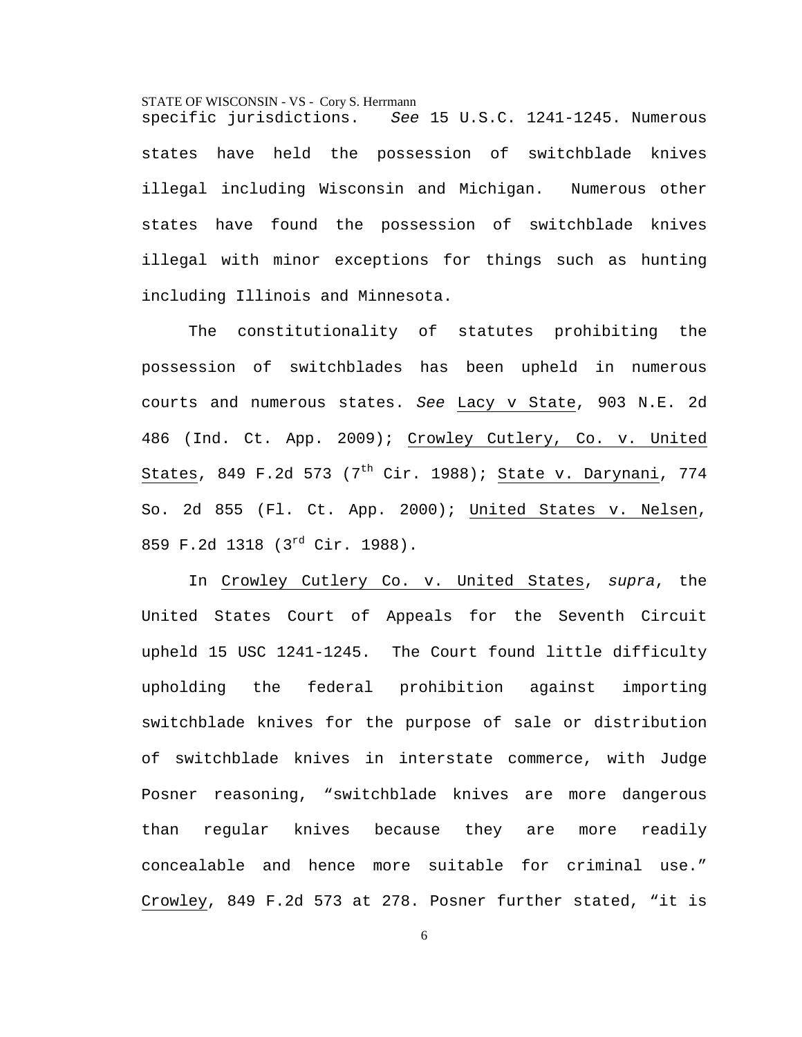specific jurisdictions. *See* 15 U.S.C. 1241-1245. Numerous states have held the possession of switchblade knives illegal including Wisconsin and Michigan. Numerous other states have found the possession of switchblade knives illegal with minor exceptions for things such as hunting including Illinois and Minnesota.

The constitutionality of statutes prohibiting the possession of switchblades has been upheld in numerous courts and numerous states. *See* Lacy v State, 903 N.E. 2d 486 (Ind. Ct. App. 2009); Crowley Cutlery, Co. v. United States, 849 F.2d 573 (7th Cir. 1988); State v. Darynani, 774 So. 2d 855 (Fl. Ct. App. 2000); United States v. Nelsen, 859 F.2d 1318 (3rd Cir. 1988).

In Crowley Cutlery Co. v. United States, *supra*, the United States Court of Appeals for the Seventh Circuit upheld 15 USC 1241-1245. The Court found little difficulty upholding the federal prohibition against importing switchblade knives for the purpose of sale or distribution of switchblade knives in interstate commerce, with Judge Posner reasoning, "switchblade knives are more dangerous than regular knives because they are more readily concealable and hence more suitable for criminal use." Crowley, 849 F.2d 573 at 278. Posner further stated, "it is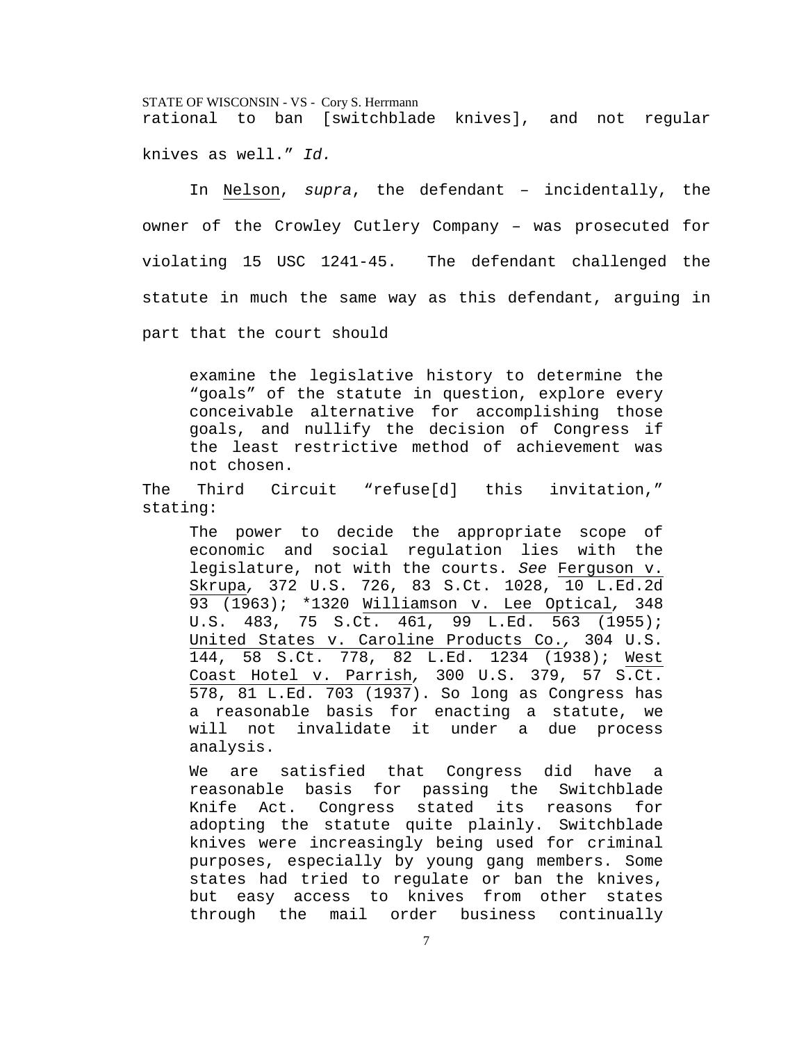rational to ban [switchblade knives], and not regular knives as well." *Id.*

In Nelson, *supra*, the defendant – incidentally, the owner of the Crowley Cutlery Company – was prosecuted for violating 15 USC 1241-45. The defendant challenged the statute in much the same way as this defendant, arguing in part that the court should

> examine the legislative history to determine the "goals" of the statute in question, explore every conceivable alternative for accomplishing those goals, and nullify the decision of Congress if the least restrictive method of achievement was not chosen.

The Third Circuit "refuse[d] this invitation," stating:

> The power to decide the appropriate scope of economic and social regulation lies with the legislature, not with the courts. *See* Ferguson v. Skrupa*,* 372 U.S. 726, 83 S.Ct. 1028, 10 L.Ed.2d 93 (1963); *1320 Williamson v. Lee Optical*,* 348 U.S. 483, 75 S.Ct. 461, 99 L.Ed. 563 (1955); United States v. Caroline Products Co.*,* 304 U.S. 144, 58 S.Ct. 778, 82 L.Ed. 1234 (1938); West Coast Hotel v. Parrish*,* 300 U.S. 379, 57 S.Ct. 578, 81 L.Ed. 703 (1937). So long as Congress has a reasonable basis for enacting a statute, we will not invalidate it under a due process analysis.
>
> We are satisfied that Congress did have a reasonable basis for passing the Switchblade Knife Act. Congress stated its reasons for adopting the statute quite plainly. Switchblade knives were increasingly being used for criminal purposes, especially by young gang members. Some states had tried to regulate or ban the knives, but easy access to knives from other states through the mail order business continually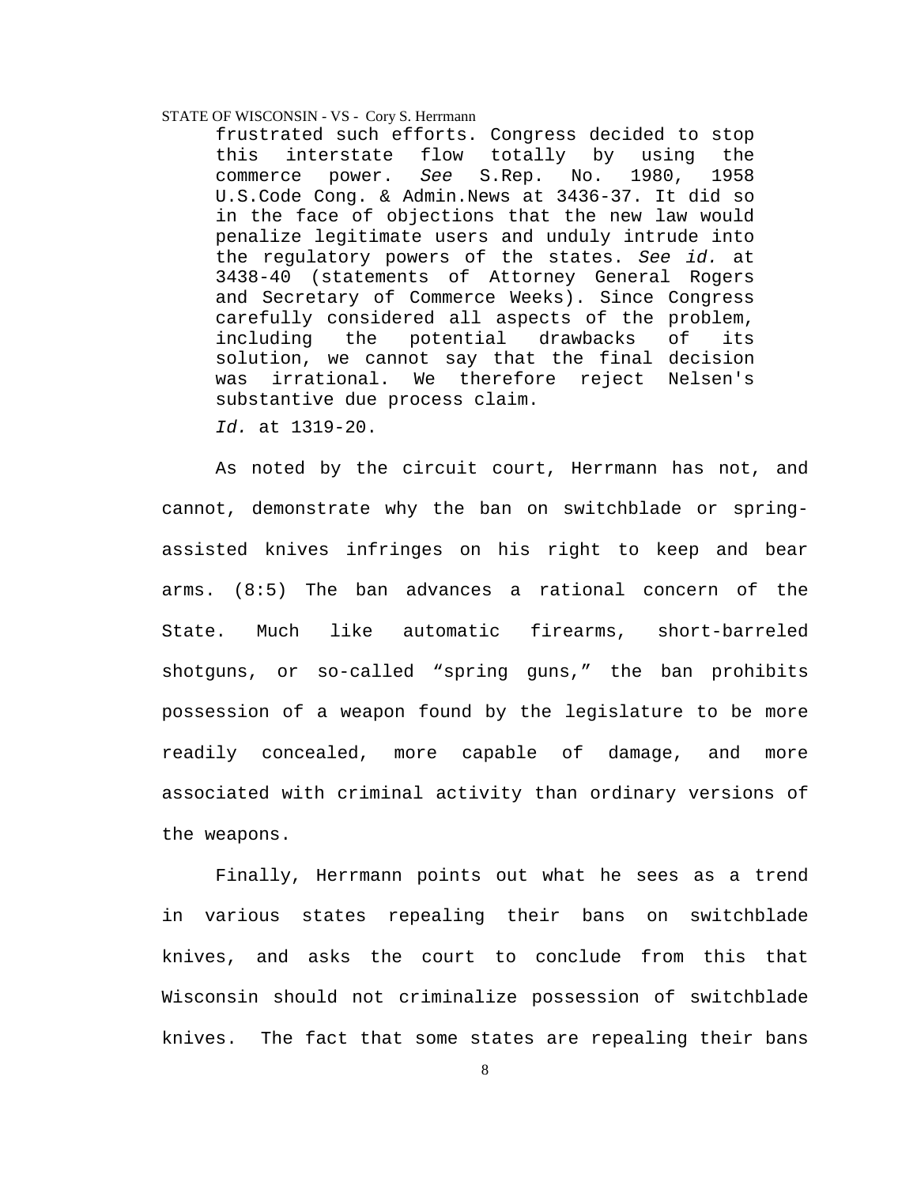> frustrated such efforts. Congress decided to stop this interstate flow totally by using the commerce power. *See* S.Rep. No. 1980, 1958 U.S.Code Cong. & Admin.News at 3436-37. It did so in the face of objections that the new law would penalize legitimate users and unduly intrude into the regulatory powers of the states. *See id.* at 3438-40 (statements of Attorney General Rogers and Secretary of Commerce Weeks). Since Congress carefully considered all aspects of the problem, including the potential drawbacks of its solution, we cannot say that the final decision was irrational. We therefore reject Nelsen's substantive due process claim.
>
> *Id.* at 1319-20.

As noted by the circuit court, Herrmann has not, and cannot, demonstrate why the ban on switchblade or spring-assisted knives infringes on his right to keep and bear arms. (8:5) The ban advances a rational concern of the State. Much like automatic firearms, short-barreled shotguns, or so-called "spring guns," the ban prohibits possession of a weapon found by the legislature to be more readily concealed, more capable of damage, and more associated with criminal activity than ordinary versions of the weapons.

Finally, Herrmann points out what he sees as a trend in various states repealing their bans on switchblade knives, and asks the court to conclude from this that Wisconsin should not criminalize possession of switchblade knives. The fact that some states are repealing their bans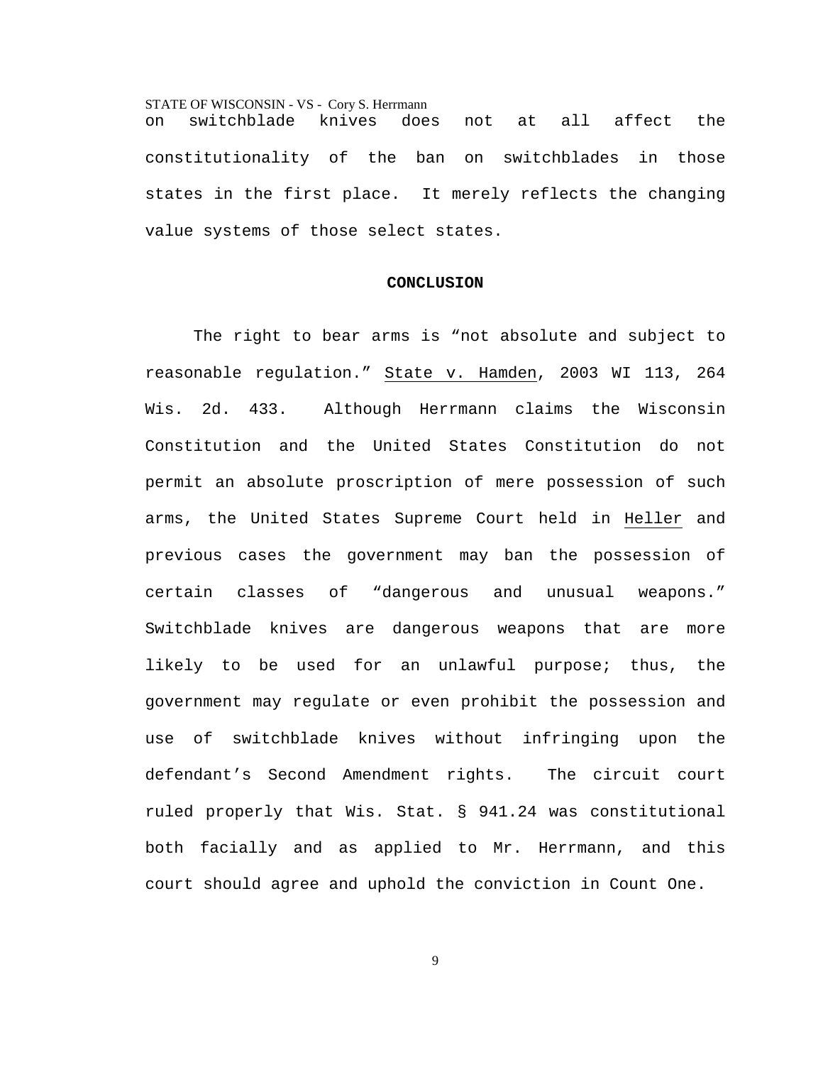on switchblade knives does not at all affect the constitutionality of the ban on switchblades in those states in the first place. It merely reflects the changing value systems of those select states.

## CONCLUSION

The right to bear arms is "not absolute and subject to reasonable regulation." State v. Hamden, 2003 WI 113, 264 Wis. 2d. 433. Although Herrmann claims the Wisconsin Constitution and the United States Constitution do not permit an absolute proscription of mere possession of such arms, the United States Supreme Court held in Heller and previous cases the government may ban the possession of certain classes of "dangerous and unusual weapons." Switchblade knives are dangerous weapons that are more likely to be used for an unlawful purpose; thus, the government may regulate or even prohibit the possession and use of switchblade knives without infringing upon the defendant's Second Amendment rights. The circuit court ruled properly that Wis. Stat. § 941.24 was constitutional both facially and as applied to Mr. Herrmann, and this court should agree and uphold the conviction in Count One.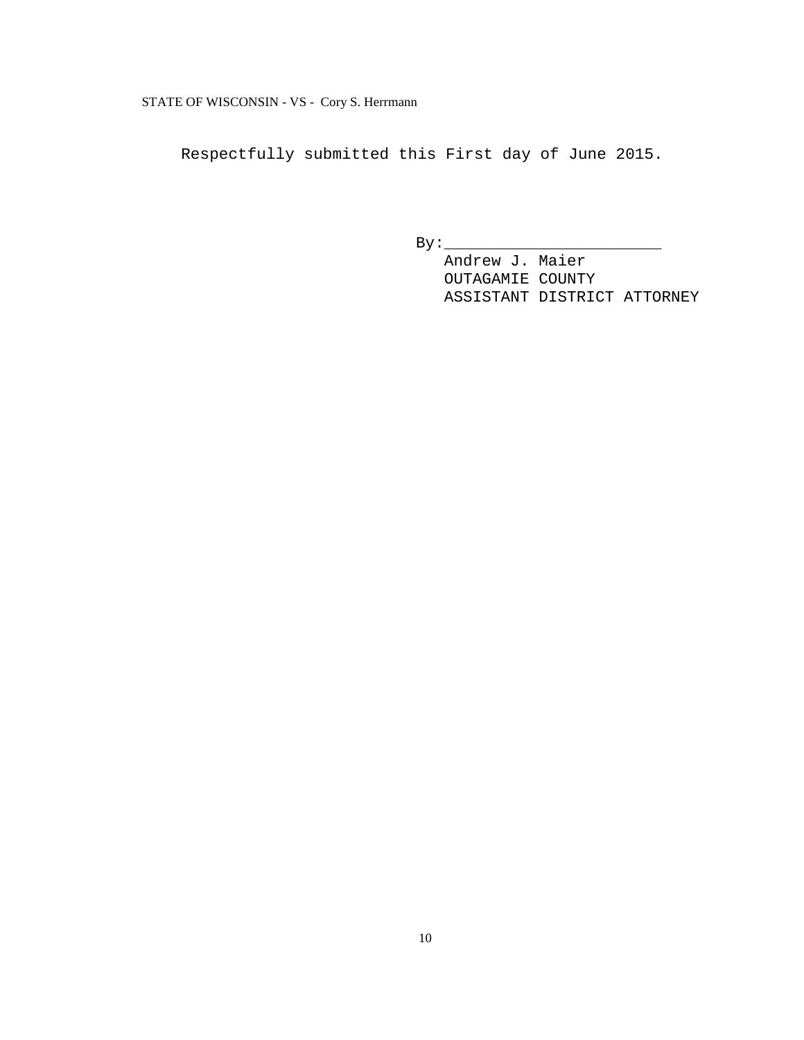Respectfully submitted this First day of June 2015.

By:________________________

Andrew J. Maier
OUTAGAMIE COUNTY
ASSISTANT DISTRICT ATTORNEY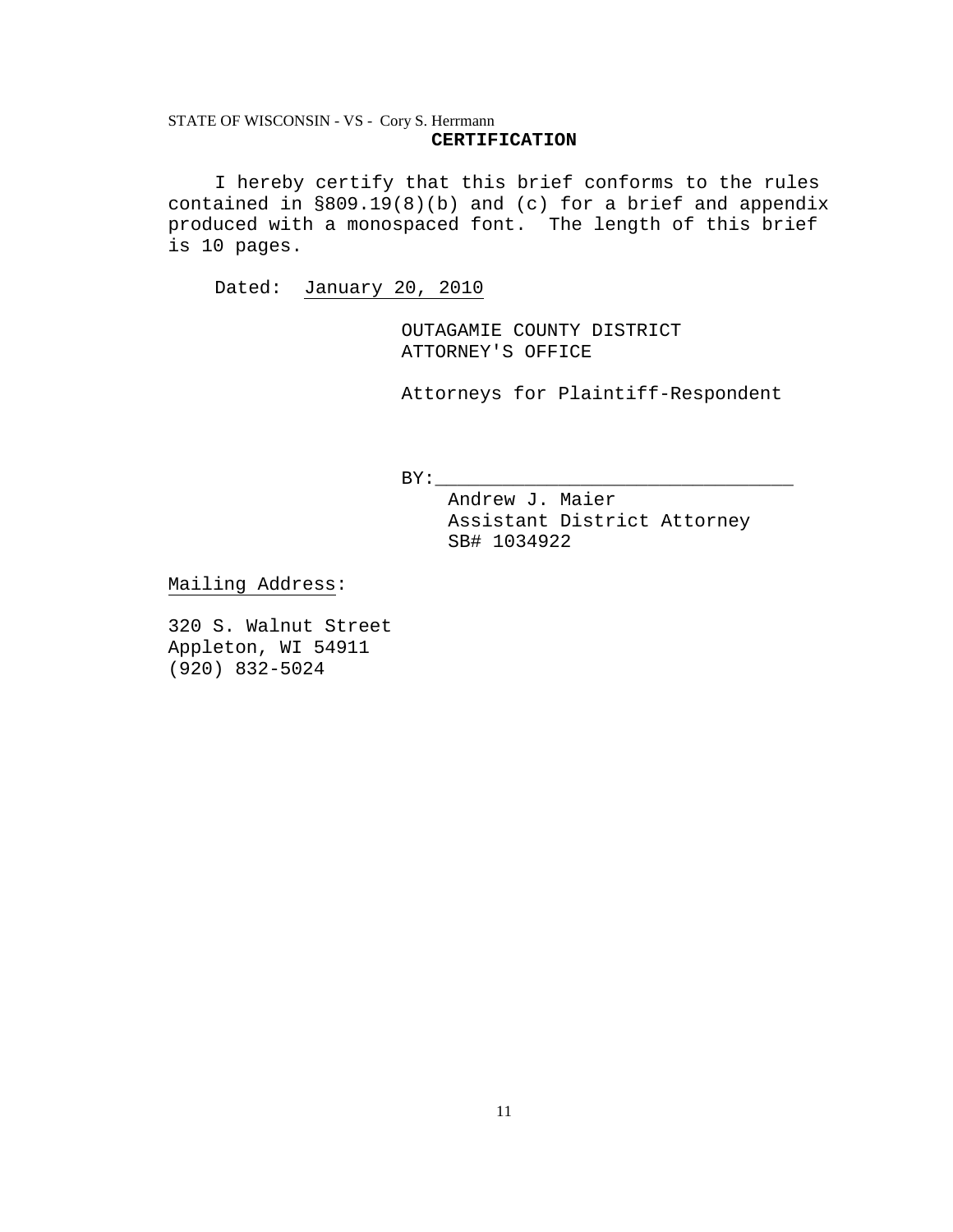## CERTIFICATION

I hereby certify that this brief conforms to the rules contained in §809.19(8)(b) and (c) for a brief and appendix produced with a monospaced font. The length of this brief is 10 pages.

Dated: January 20, 2010

OUTAGAMIE COUNTY DISTRICT ATTORNEY'S OFFICE

Attorneys for Plaintiff-Respondent

BY:_________________________________

Andrew J. Maier
Assistant District Attorney
SB# 1034922

Mailing Address:

320 S. Walnut Street
Appleton, WI 54911
(920) 832-5024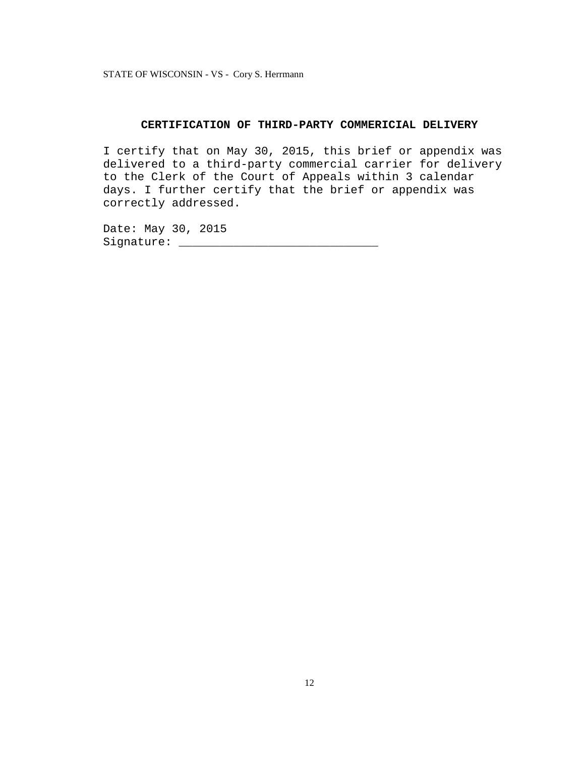## CERTIFICATION OF THIRD-PARTY COMMERICIAL DELIVERY

I certify that on May 30, 2015, this brief or appendix was delivered to a third-party commercial carrier for delivery to the Clerk of the Court of Appeals within 3 calendar days. I further certify that the brief or appendix was correctly addressed.

Date: May 30, 2015
Signature: _____________________________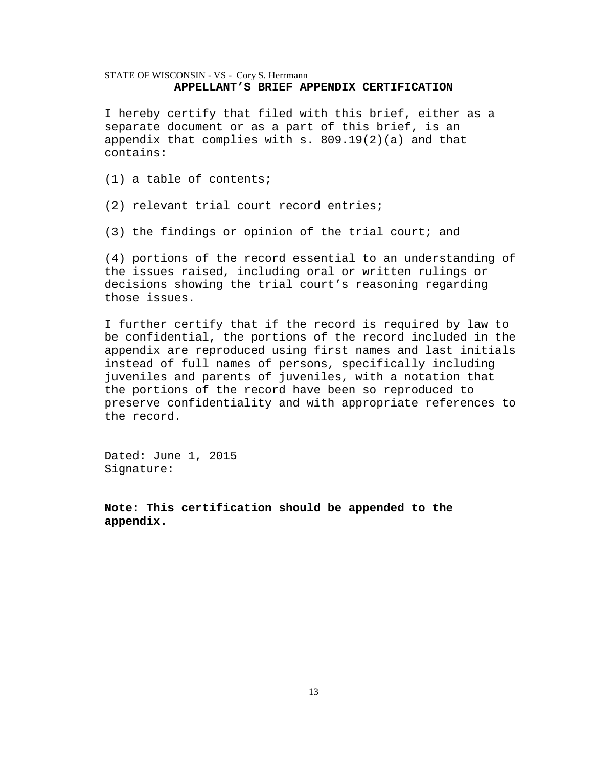STATE OF WISCONSIN - VS - Cory S. Herrmann

## APPELLANT'S BRIEF APPENDIX CERTIFICATION

I hereby certify that filed with this brief, either as a separate document or as a part of this brief, is an appendix that complies with s. 809.19(2)(a) and that contains:

(1) a table of contents;

(2) relevant trial court record entries;

(3) the findings or opinion of the trial court; and

(4) portions of the record essential to an understanding of the issues raised, including oral or written rulings or decisions showing the trial court's reasoning regarding those issues.

I further certify that if the record is required by law to be confidential, the portions of the record included in the appendix are reproduced using first names and last initials instead of full names of persons, specifically including juveniles and parents of juveniles, with a notation that the portions of the record have been so reproduced to preserve confidentiality and with appropriate references to the record.

Dated: June 1, 2015
Signature:

**Note: This certification should be appended to the appendix.**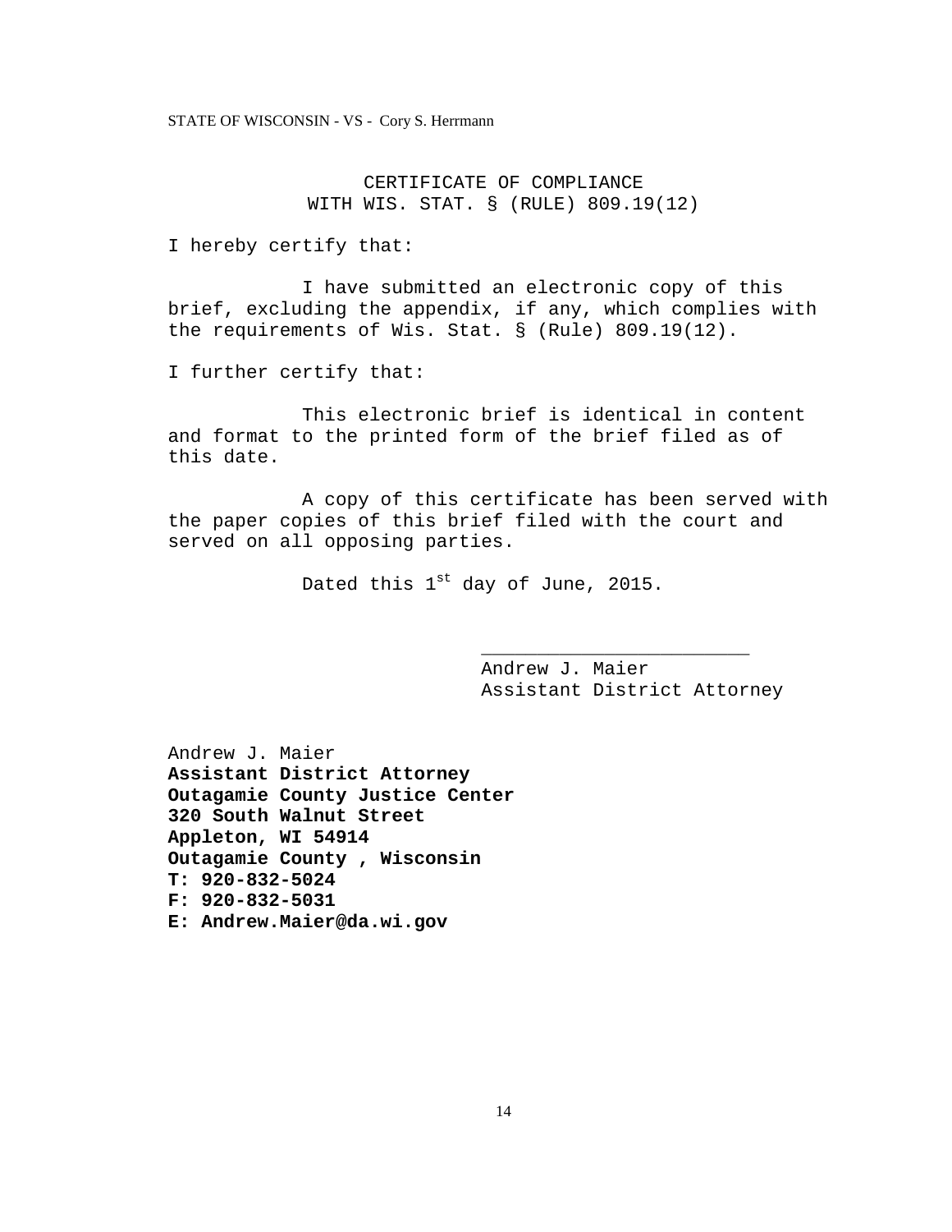# CERTIFICATE OF COMPLIANCE WITH WIS. STAT. § (RULE) 809.19(12)

I hereby certify that:

I have submitted an electronic copy of this brief, excluding the appendix, if any, which complies with the requirements of Wis. Stat. § (Rule) 809.19(12).

I further certify that:

This electronic brief is identical in content and format to the printed form of the brief filed as of this date.

A copy of this certificate has been served with the paper copies of this brief filed with the court and served on all opposing parties.

Dated this 1st day of June, 2015.

\_\_\_\_\_\_\_\_\_\_\_\_\_\_\_\_\_\_\_\_\_\_\_\_
Andrew J. Maier
Assistant District Attorney

Andrew J. Maier
**Assistant District Attorney**
**Outagamie County Justice Center**
**320 South Walnut Street**
**Appleton, WI 54914**
**Outagamie County , Wisconsin**
**T: 920-832-5024**
**F: 920-832-5031**
**E: Andrew.Maier@da.wi.gov**